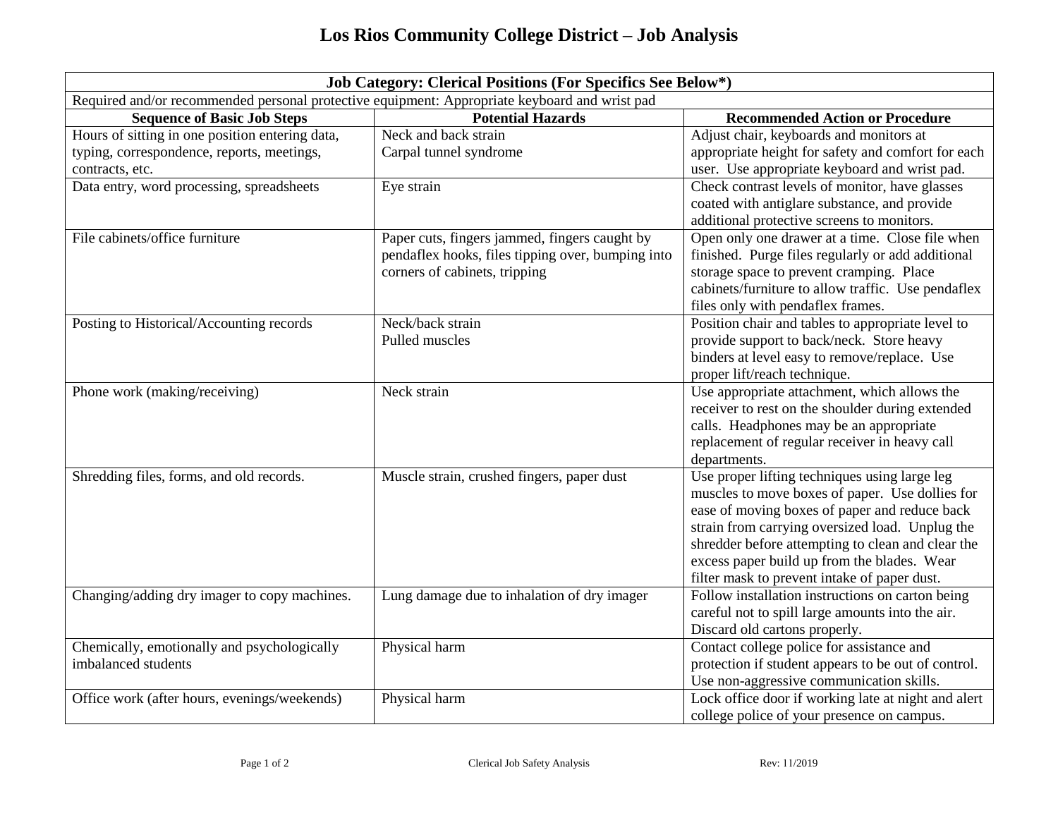# Los Rios Community College District – Job Analysis

| **Job Category: Clerical Positions (For Specifics See Below*)** | | |
|---|---|---|
| Required and/or recommended personal protective equipment: Appropriate keyboard and wrist pad | | |
| **Sequence of Basic Job Steps** | **Potential Hazards** | **Recommended Action or Procedure** |
| Hours of sitting in one position entering data, typing, correspondence, reports, meetings, contracts, etc. | Neck and back strain<br>Carpal tunnel syndrome | Adjust chair, keyboards and monitors at appropriate height for safety and comfort for each user. Use appropriate keyboard and wrist pad. |
| Data entry, word processing, spreadsheets | Eye strain | Check contrast levels of monitor, have glasses coated with antiglare substance, and provide additional protective screens to monitors. |
| File cabinets/office furniture | Paper cuts, fingers jammed, fingers caught by pendaflex hooks, files tipping over, bumping into corners of cabinets, tripping | Open only one drawer at a time. Close file when finished. Purge files regularly or add additional storage space to prevent cramping. Place cabinets/furniture to allow traffic. Use pendaflex files only with pendaflex frames. |
| Posting to Historical/Accounting records | Neck/back strain<br>Pulled muscles | Position chair and tables to appropriate level to provide support to back/neck. Store heavy binders at level easy to remove/replace. Use proper lift/reach technique. |
| Phone work (making/receiving) | Neck strain | Use appropriate attachment, which allows the receiver to rest on the shoulder during extended calls. Headphones may be an appropriate replacement of regular receiver in heavy call departments. |
| Shredding files, forms, and old records. | Muscle strain, crushed fingers, paper dust | Use proper lifting techniques using large leg muscles to move boxes of paper. Use dollies for ease of moving boxes of paper and reduce back strain from carrying oversized load. Unplug the shredder before attempting to clean and clear the excess paper build up from the blades. Wear filter mask to prevent intake of paper dust. |
| Changing/adding dry imager to copy machines. | Lung damage due to inhalation of dry imager | Follow installation instructions on carton being careful not to spill large amounts into the air. Discard old cartons properly. |
| Chemically, emotionally and psychologically imbalanced students | Physical harm | Contact college police for assistance and protection if student appears to be out of control. Use non-aggressive communication skills. |
| Office work (after hours, evenings/weekends) | Physical harm | Lock office door if working late at night and alert college police of your presence on campus. |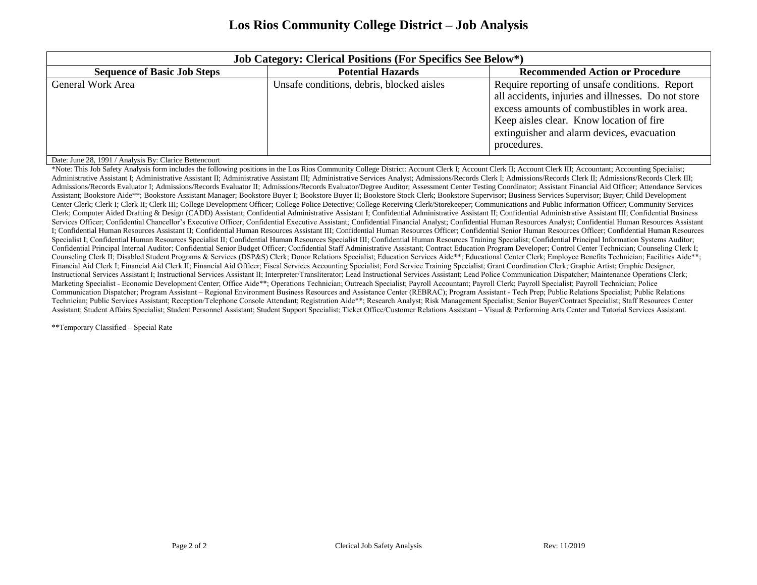# Los Rios Community College District – Job Analysis

| Job Category: Clerical Positions (For Specifics See Below*) | | |
|---|---|---|
| **Sequence of Basic Job Steps** | **Potential Hazards** | **Recommended Action or Procedure** |
| General Work Area | Unsafe conditions, debris, blocked aisles | Require reporting of unsafe conditions. Report all accidents, injuries and illnesses. Do not store excess amounts of combustibles in work area. Keep aisles clear. Know location of fire extinguisher and alarm devices, evacuation procedures. |
| Date: June 28, 1991 / Analysis By: Clarice Bettencourt | | |

*Note: This Job Safety Analysis form includes the following positions in the Los Rios Community College District: Account Clerk I; Account Clerk II; Account Clerk III; Accountant; Accounting Specialist; Administrative Assistant I; Administrative Assistant II; Administrative Assistant III; Administrative Services Analyst; Admissions/Records Clerk I; Admissions/Records Clerk II; Admissions/Records Clerk III; Admissions/Records Evaluator I; Admissions/Records Evaluator II; Admissions/Records Evaluator/Degree Auditor; Assessment Center Testing Coordinator; Assistant Financial Aid Officer; Attendance Services Assistant; Bookstore Aide**; Bookstore Assistant Manager; Bookstore Buyer I; Bookstore Buyer II; Bookstore Stock Clerk; Bookstore Supervisor; Business Services Supervisor; Buyer; Child Development Center Clerk; Clerk I; Clerk II; Clerk III; College Development Officer; College Police Detective; College Receiving Clerk/Storekeeper; Communications and Public Information Officer; Community Services Clerk; Computer Aided Drafting & Design (CADD) Assistant; Confidential Administrative Assistant I; Confidential Administrative Assistant II; Confidential Administrative Assistant III; Confidential Business Services Officer; Confidential Chancellor's Executive Officer; Confidential Executive Assistant; Confidential Financial Analyst; Confidential Human Resources Analyst; Confidential Human Resources Assistant I; Confidential Human Resources Assistant II; Confidential Human Resources Assistant III; Confidential Human Resources Officer; Confidential Senior Human Resources Officer; Confidential Human Resources Specialist I; Confidential Human Resources Specialist II; Confidential Human Resources Specialist III; Confidential Human Resources Training Specialist; Confidential Principal Information Systems Auditor; Confidential Principal Internal Auditor; Confidential Senior Budget Officer; Confidential Staff Administrative Assistant; Contract Education Program Developer; Control Center Technician; Counseling Clerk I; Counseling Clerk II; Disabled Student Programs & Services (DSP&S) Clerk; Donor Relations Specialist; Education Services Aide**; Educational Center Clerk; Employee Benefits Technician; Facilities Aide**; Financial Aid Clerk I; Financial Aid Clerk II; Financial Aid Officer; Fiscal Services Accounting Specialist; Ford Service Training Specialist; Grant Coordination Clerk; Graphic Artist; Graphic Designer; Instructional Services Assistant I; Instructional Services Assistant II; Interpreter/Transliterator; Lead Instructional Services Assistant; Lead Police Communication Dispatcher; Maintenance Operations Clerk; Marketing Specialist - Economic Development Center; Office Aide**; Operations Technician; Outreach Specialist; Payroll Accountant; Payroll Clerk; Payroll Specialist; Payroll Technician; Police Communication Dispatcher; Program Assistant – Regional Environment Business Resources and Assistance Center (REBRAC); Program Assistant - Tech Prep; Public Relations Specialist; Public Relations Technician; Public Services Assistant; Reception/Telephone Console Attendant; Registration Aide**; Research Analyst; Risk Management Specialist; Senior Buyer/Contract Specialist; Staff Resources Center Assistant; Student Affairs Specialist; Student Personnel Assistant; Student Support Specialist; Ticket Office/Customer Relations Assistant – Visual & Performing Arts Center and Tutorial Services Assistant.

**Temporary Classified – Special Rate